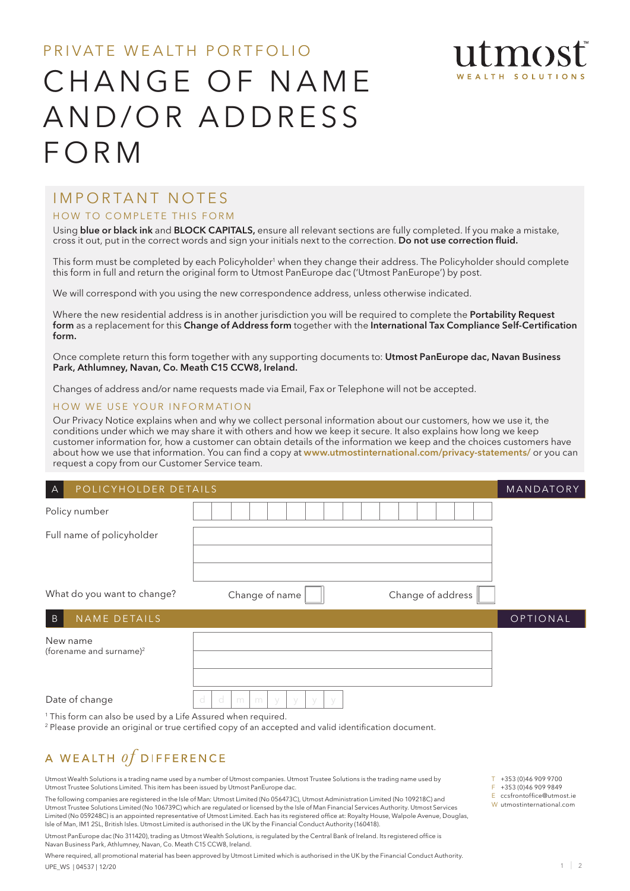PRIVATE WEALTH PORTFOLIO

# CHANGE OF NAME AND/OR ADDRESS FORM

utmost
WEALTH SOLUTIONS

## IMPORTANT NOTES

### HOW TO COMPLETE THIS FORM

Using **blue or black ink** and **BLOCK CAPITALS,** ensure all relevant sections are fully completed. If you make a mistake, cross it out, put in the correct words and sign your initials next to the correction. **Do not use correction fluid.**

This form must be completed by each Policyholder[1] when they change their address. The Policyholder should complete this form in full and return the original form to Utmost PanEurope dac ('Utmost PanEurope') by post.

We will correspond with you using the new correspondence address, unless otherwise indicated.

Where the new residential address is in another jurisdiction you will be required to complete the **Portability Request form** as a replacement for this **Change of Address form** together with the **International Tax Compliance Self-Certification form.**

Once complete return this form together with any supporting documents to: **Utmost PanEurope dac, Navan Business Park, Athlumney, Navan, Co. Meath C15 CCW8, Ireland.**

Changes of address and/or name requests made via Email, Fax or Telephone will not be accepted.

### HOW WE USE YOUR INFORMATION

Our Privacy Notice explains when and why we collect personal information about our customers, how we use it, the conditions under which we may share it with others and how we keep it secure. It also explains how long we keep customer information for, how a customer can obtain details of the information we keep and the choices customers have about how we use that information. You can find a copy at **www.utmostinternational.com/privacy-statements/** or you can request a copy from our Customer Service team.

## A POLICYHOLDER DETAILS — MANDATORY

| | |
|---|---|
| Policy number | |
| Full name of policyholder | |
| What do you want to change? | Change of name ☐ Change of address ☐ |

## B NAME DETAILS — OPTIONAL

| | |
|---|---|
| New name (forename and surname)[2] | |
| Date of change | d d m m y y y y |

[1] This form can also be used by a Life Assured when required.

[2] Please provide an original or true certified copy of an accepted and valid identification document.

A WEALTH *of* DIFFERENCE

Utmost Wealth Solutions is a trading name used by a number of Utmost companies. Utmost Trustee Solutions is the trading name used by Utmost Trustee Solutions Limited. This item has been issued by Utmost PanEurope dac.

The following companies are registered in the Isle of Man: Utmost Limited (No 056473C), Utmost Administration Limited (No 109218C) and Utmost Trustee Solutions Limited (No 106739C) which are regulated or licensed by the Isle of Man Financial Services Authority. Utmost Services Limited (No 059248C) is an appointed representative of Utmost Limited. Each has its registered office at: Royalty House, Walpole Avenue, Douglas, Isle of Man, IM1 2SL, British Isles. Utmost Limited is authorised in the UK by the Financial Conduct Authority (160418).

Utmost PanEurope dac (No 311420), trading as Utmost Wealth Solutions, is regulated by the Central Bank of Ireland. Its registered office is Navan Business Park, Athlumney, Navan, Co. Meath C15 CCW8, Ireland.

Where required, all promotional material has been approved by Utmost Limited which is authorised in the UK by the Financial Conduct Authority.

T +353 (0)46 909 9700
F +353 (0)46 909 9849
E ccsfrontoffice@utmost.ie
W utmostinternational.com

UPE_WS | 04537 | 12/20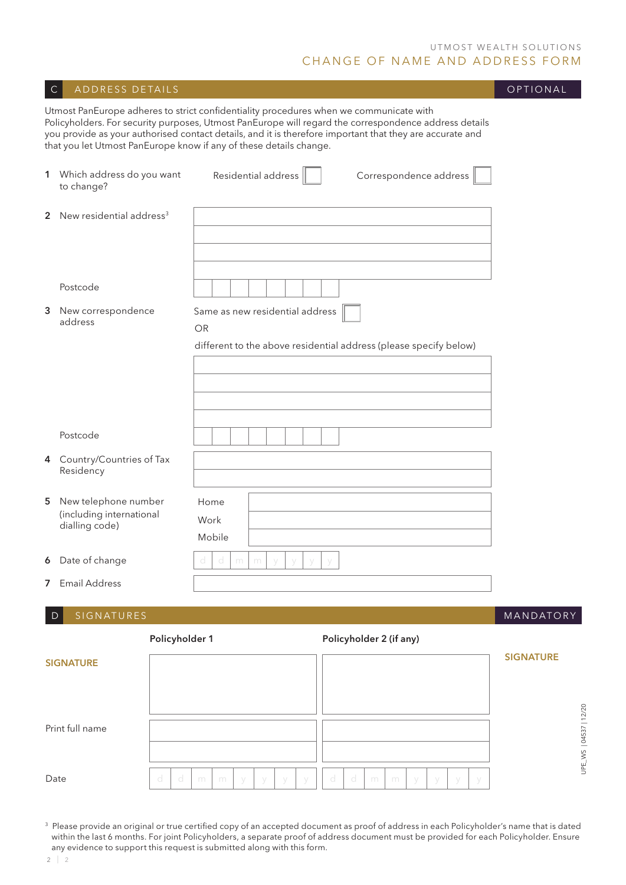UTMOST WEALTH SOLUTIONS

# CHANGE OF NAME AND ADDRESS FORM

## C ADDRESS DETAILS — OPTIONAL

Utmost PanEurope adheres to strict confidentiality procedures when we communicate with Policyholders. For security purposes, Utmost PanEurope will regard the correspondence address details you provide as your authorised contact details, and it is therefore important that they are accurate and that you let Utmost PanEurope know if any of these details change.

**1** Which address do you want to change? Residential address ☐ Correspondence address ☐

**2** New residential address[3]

Postcode

**3** New correspondence address

Same as new residential address ☐

OR

different to the above residential address (please specify below)

Postcode

**4** Country/Countries of Tax Residency

**5** New telephone number (including international dialling code)

Home

Work

Mobile

**6** Date of change d d m m y y y y

**7** Email Address

## D SIGNATURES — MANDATORY

| | Policyholder 1 | Policyholder 2 (if any) |
|---|---|---|
| **SIGNATURE** | | |
| Print full name | | |
| Date | d d m m y y y y | d d m m y y y y |

UPE_WS | 04537 | 12/20

[3] Please provide an original or true certified copy of an accepted document as proof of address in each Policyholder's name that is dated within the last 6 months. For joint Policyholders, a separate proof of address document must be provided for each Policyholder. Ensure any evidence to support this request is submitted along with this form.